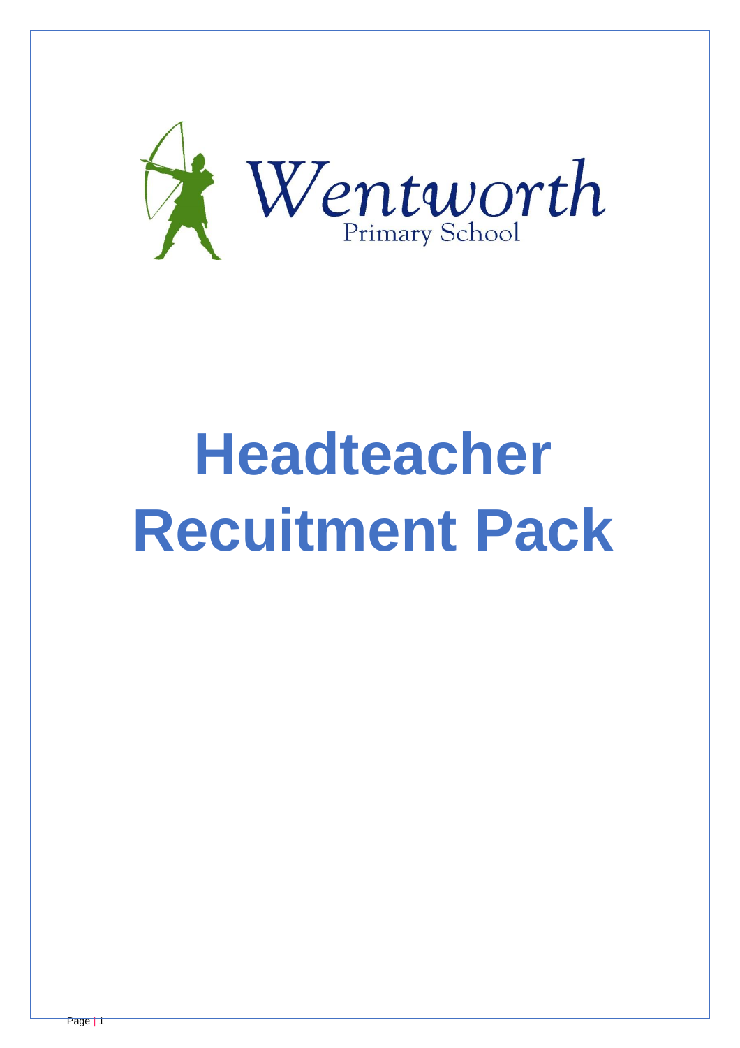Wentworth
Primary School

# Headteacher Recuitment Pack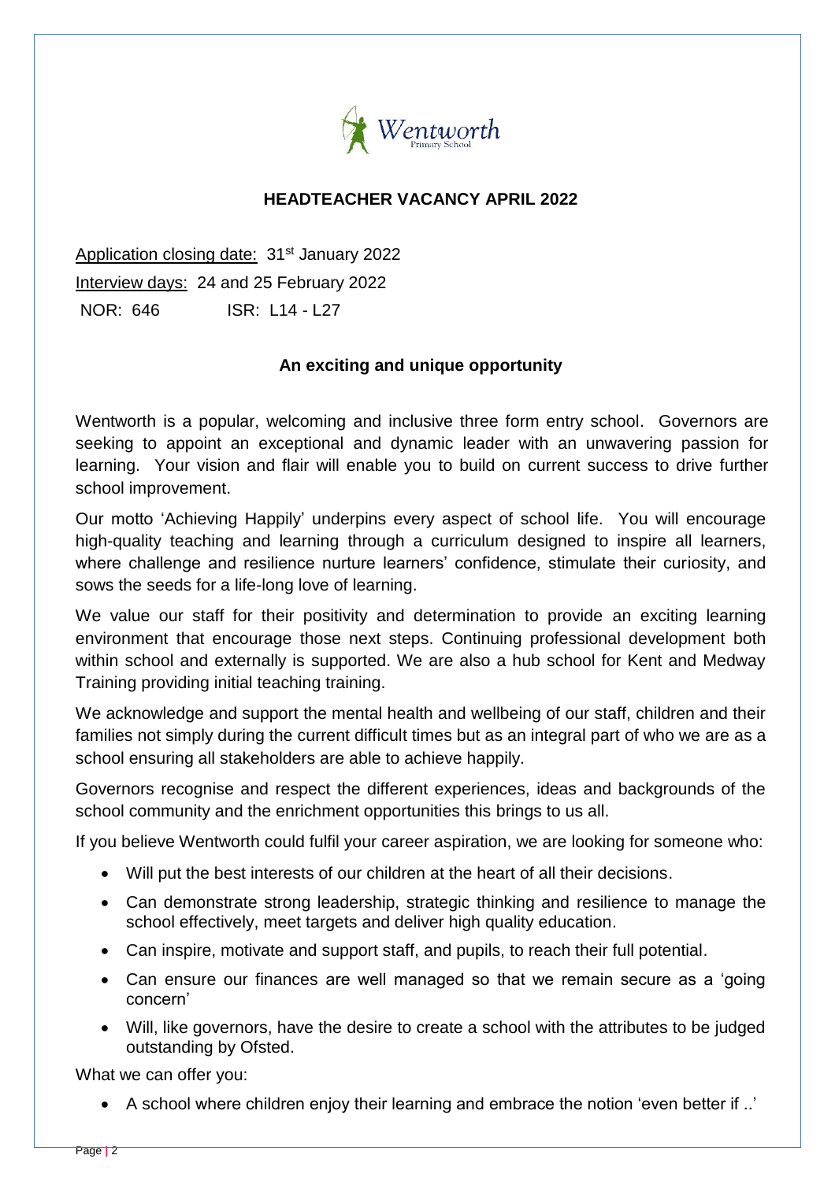Wentworth
Primary School

## HEADTEACHER VACANCY APRIL 2022

Application closing date: 31st January 2022

Interview days: 24 and 25 February 2022

NOR: 646 ISR: L14 - L27

### An exciting and unique opportunity

Wentworth is a popular, welcoming and inclusive three form entry school. Governors are seeking to appoint an exceptional and dynamic leader with an unwavering passion for learning. Your vision and flair will enable you to build on current success to drive further school improvement.

Our motto 'Achieving Happily' underpins every aspect of school life. You will encourage high-quality teaching and learning through a curriculum designed to inspire all learners, where challenge and resilience nurture learners' confidence, stimulate their curiosity, and sows the seeds for a life-long love of learning.

We value our staff for their positivity and determination to provide an exciting learning environment that encourage those next steps. Continuing professional development both within school and externally is supported. We are also a hub school for Kent and Medway Training providing initial teaching training.

We acknowledge and support the mental health and wellbeing of our staff, children and their families not simply during the current difficult times but as an integral part of who we are as a school ensuring all stakeholders are able to achieve happily.

Governors recognise and respect the different experiences, ideas and backgrounds of the school community and the enrichment opportunities this brings to us all.

If you believe Wentworth could fulfil your career aspiration, we are looking for someone who:

- Will put the best interests of our children at the heart of all their decisions.
- Can demonstrate strong leadership, strategic thinking and resilience to manage the school effectively, meet targets and deliver high quality education.
- Can inspire, motivate and support staff, and pupils, to reach their full potential.
- Can ensure our finances are well managed so that we remain secure as a 'going concern'
- Will, like governors, have the desire to create a school with the attributes to be judged outstanding by Ofsted.

What we can offer you:

- A school where children enjoy their learning and embrace the notion 'even better if ..'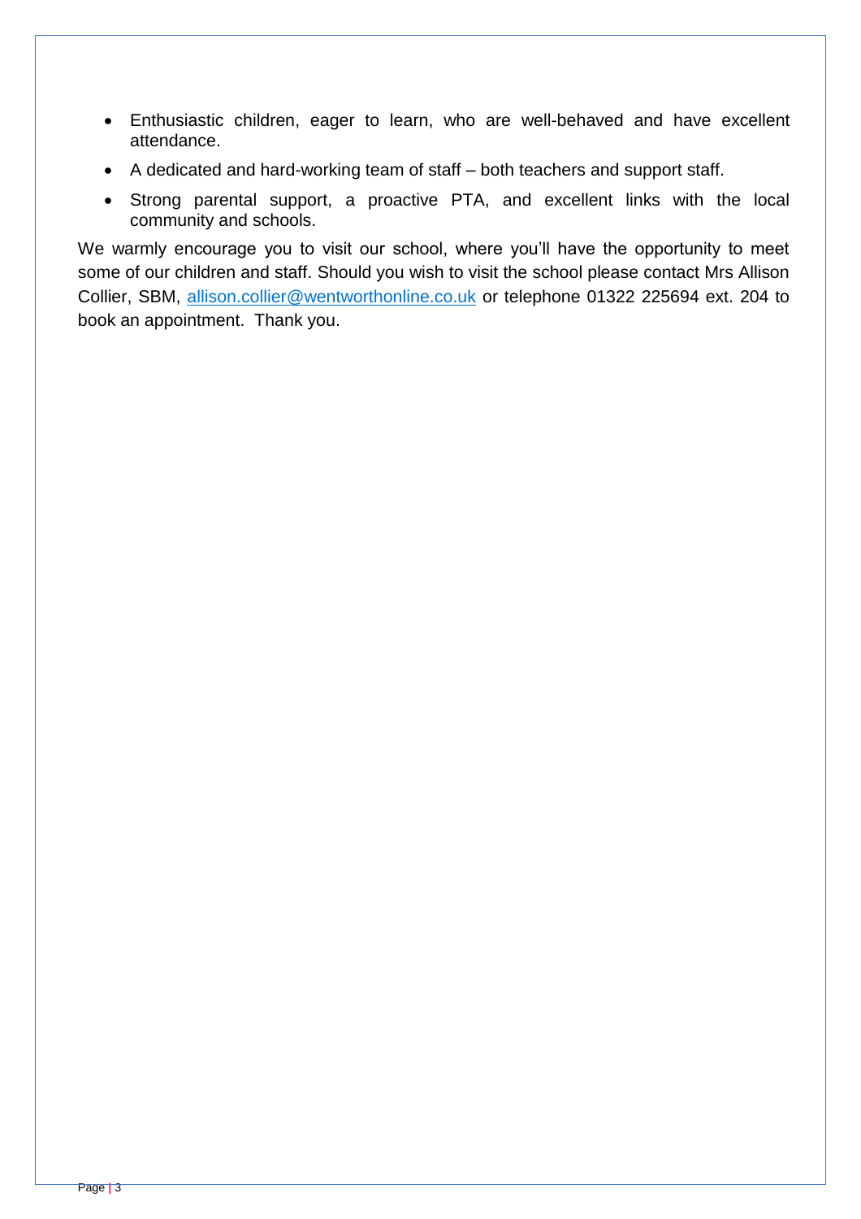- Enthusiastic children, eager to learn, who are well-behaved and have excellent attendance.
- A dedicated and hard-working team of staff – both teachers and support staff.
- Strong parental support, a proactive PTA, and excellent links with the local community and schools.

We warmly encourage you to visit our school, where you'll have the opportunity to meet some of our children and staff. Should you wish to visit the school please contact Mrs Allison Collier, SBM, allison.collier@wentworthonline.co.uk or telephone 01322 225694 ext. 204 to book an appointment. Thank you.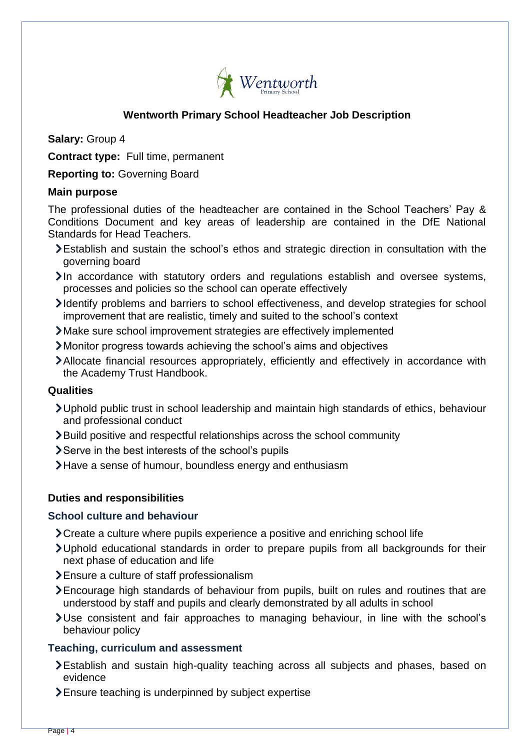# Wentworth Primary School Headteacher Job Description

**Salary:** Group 4

**Contract type:** Full time, permanent

**Reporting to:** Governing Board

## Main purpose

The professional duties of the headteacher are contained in the School Teachers' Pay & Conditions Document and key areas of leadership are contained in the DfE National Standards for Head Teachers.

- Establish and sustain the school's ethos and strategic direction in consultation with the governing board
- In accordance with statutory orders and regulations establish and oversee systems, processes and policies so the school can operate effectively
- Identify problems and barriers to school effectiveness, and develop strategies for school improvement that are realistic, timely and suited to the school's context
- Make sure school improvement strategies are effectively implemented
- Monitor progress towards achieving the school's aims and objectives
- Allocate financial resources appropriately, efficiently and effectively in accordance with the Academy Trust Handbook.

## Qualities

- Uphold public trust in school leadership and maintain high standards of ethics, behaviour and professional conduct
- Build positive and respectful relationships across the school community
- Serve in the best interests of the school's pupils
- Have a sense of humour, boundless energy and enthusiasm

## Duties and responsibilities

### School culture and behaviour

- Create a culture where pupils experience a positive and enriching school life
- Uphold educational standards in order to prepare pupils from all backgrounds for their next phase of education and life
- Ensure a culture of staff professionalism
- Encourage high standards of behaviour from pupils, built on rules and routines that are understood by staff and pupils and clearly demonstrated by all adults in school
- Use consistent and fair approaches to managing behaviour, in line with the school's behaviour policy

### Teaching, curriculum and assessment

- Establish and sustain high-quality teaching across all subjects and phases, based on evidence
- Ensure teaching is underpinned by subject expertise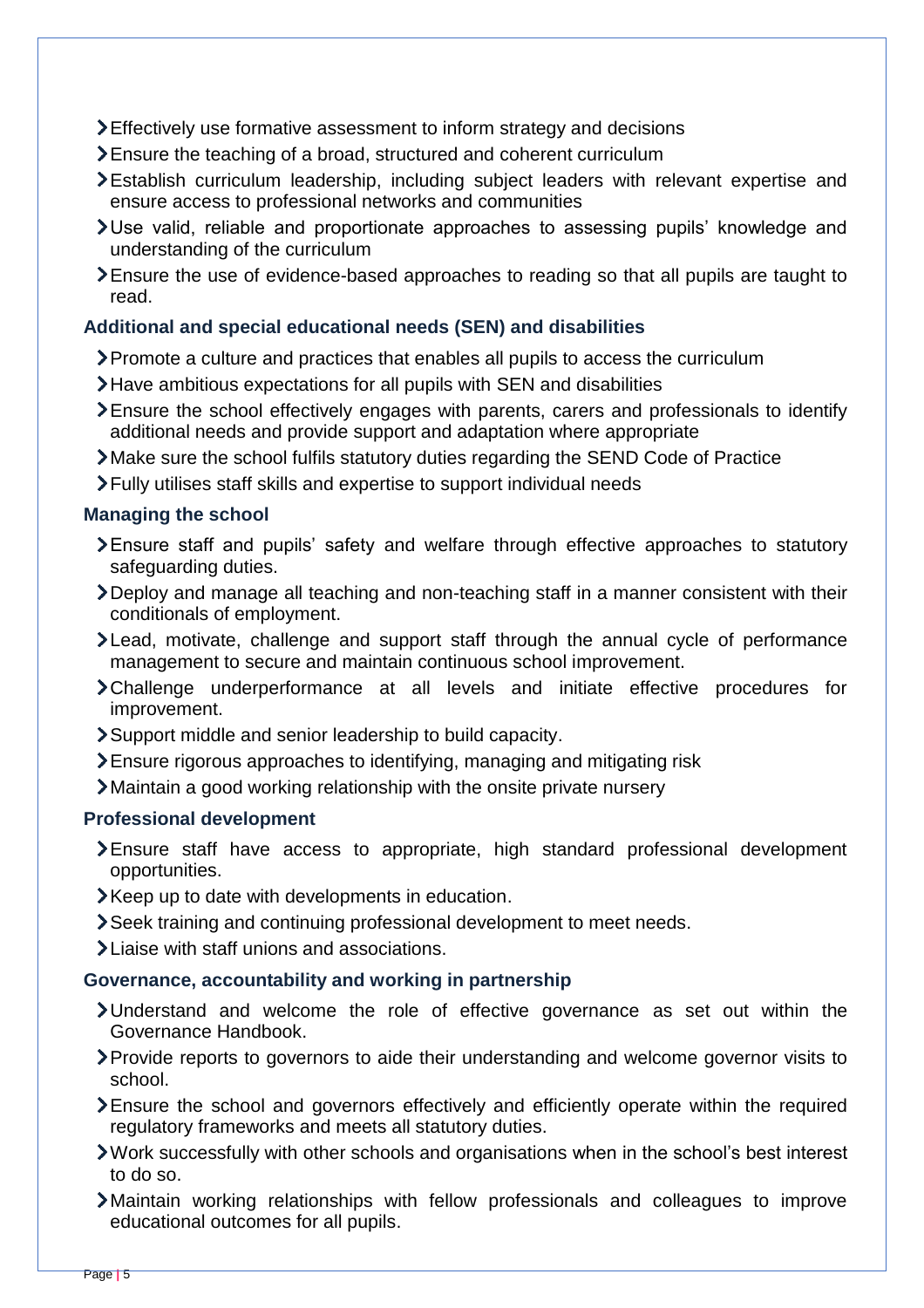- Effectively use formative assessment to inform strategy and decisions
- Ensure the teaching of a broad, structured and coherent curriculum
- Establish curriculum leadership, including subject leaders with relevant expertise and ensure access to professional networks and communities
- Use valid, reliable and proportionate approaches to assessing pupils' knowledge and understanding of the curriculum
- Ensure the use of evidence-based approaches to reading so that all pupils are taught to read.

### Additional and special educational needs (SEN) and disabilities

- Promote a culture and practices that enables all pupils to access the curriculum
- Have ambitious expectations for all pupils with SEN and disabilities
- Ensure the school effectively engages with parents, carers and professionals to identify additional needs and provide support and adaptation where appropriate
- Make sure the school fulfils statutory duties regarding the SEND Code of Practice
- Fully utilises staff skills and expertise to support individual needs

### Managing the school

- Ensure staff and pupils' safety and welfare through effective approaches to statutory safeguarding duties.
- Deploy and manage all teaching and non-teaching staff in a manner consistent with their conditionals of employment.
- Lead, motivate, challenge and support staff through the annual cycle of performance management to secure and maintain continuous school improvement.
- Challenge underperformance at all levels and initiate effective procedures for improvement.
- Support middle and senior leadership to build capacity.
- Ensure rigorous approaches to identifying, managing and mitigating risk
- Maintain a good working relationship with the onsite private nursery

### Professional development

- Ensure staff have access to appropriate, high standard professional development opportunities.
- Keep up to date with developments in education.
- Seek training and continuing professional development to meet needs.
- Liaise with staff unions and associations.

### Governance, accountability and working in partnership

- Understand and welcome the role of effective governance as set out within the Governance Handbook.
- Provide reports to governors to aide their understanding and welcome governor visits to school.
- Ensure the school and governors effectively and efficiently operate within the required regulatory frameworks and meets all statutory duties.
- Work successfully with other schools and organisations when in the school's best interest to do so.
- Maintain working relationships with fellow professionals and colleagues to improve educational outcomes for all pupils.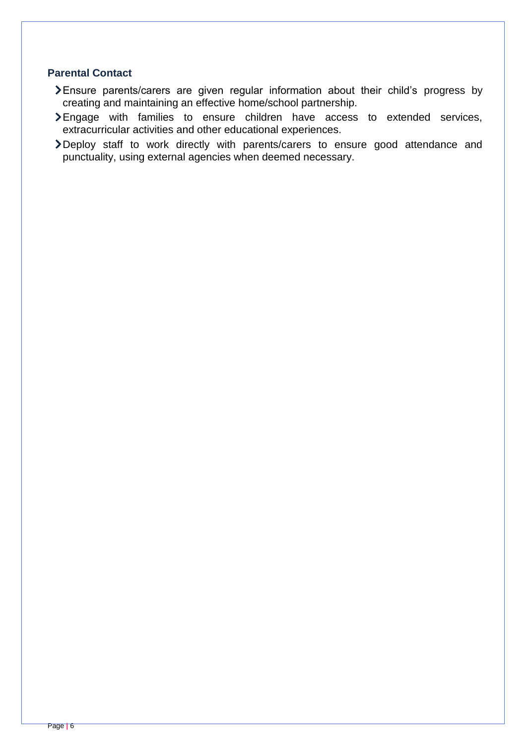### Parental Contact

- Ensure parents/carers are given regular information about their child's progress by creating and maintaining an effective home/school partnership.
- Engage with families to ensure children have access to extended services, extracurricular activities and other educational experiences.
- Deploy staff to work directly with parents/carers to ensure good attendance and punctuality, using external agencies when deemed necessary.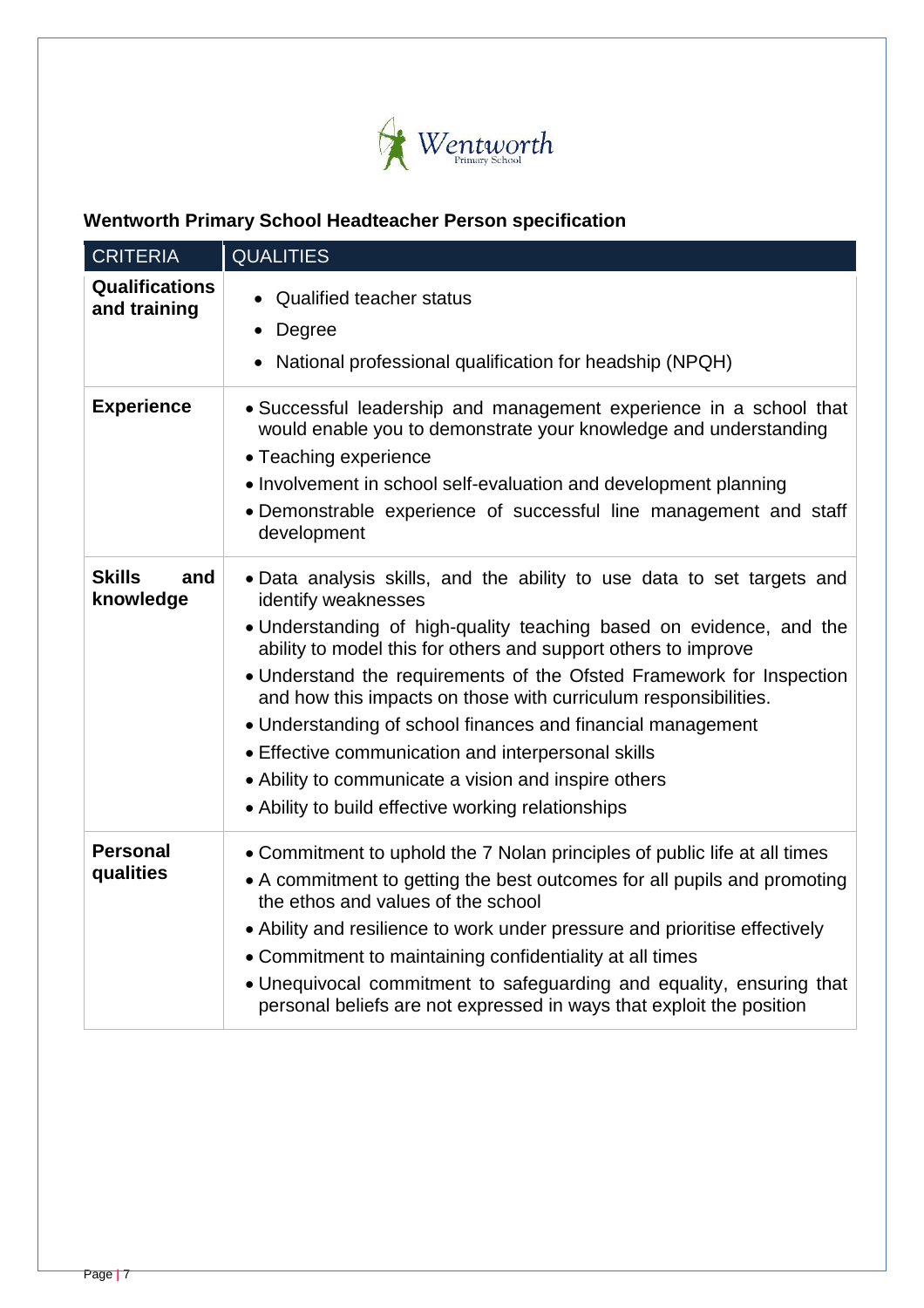## Wentworth Primary School Headteacher Person specification

| CRITERIA | QUALITIES |
| --- | --- |
| **Qualifications and training** | • Qualified teacher status<br>• Degree<br>• National professional qualification for headship (NPQH) |
| **Experience** | • Successful leadership and management experience in a school that would enable you to demonstrate your knowledge and understanding<br>• Teaching experience<br>• Involvement in school self-evaluation and development planning<br>• Demonstrable experience of successful line management and staff development |
| **Skills and knowledge** | • Data analysis skills, and the ability to use data to set targets and identify weaknesses<br>• Understanding of high-quality teaching based on evidence, and the ability to model this for others and support others to improve<br>• Understand the requirements of the Ofsted Framework for Inspection and how this impacts on those with curriculum responsibilities.<br>• Understanding of school finances and financial management<br>• Effective communication and interpersonal skills<br>• Ability to communicate a vision and inspire others<br>• Ability to build effective working relationships |
| **Personal qualities** | • Commitment to uphold the 7 Nolan principles of public life at all times<br>• A commitment to getting the best outcomes for all pupils and promoting the ethos and values of the school<br>• Ability and resilience to work under pressure and prioritise effectively<br>• Commitment to maintaining confidentiality at all times<br>• Unequivocal commitment to safeguarding and equality, ensuring that personal beliefs are not expressed in ways that exploit the position |